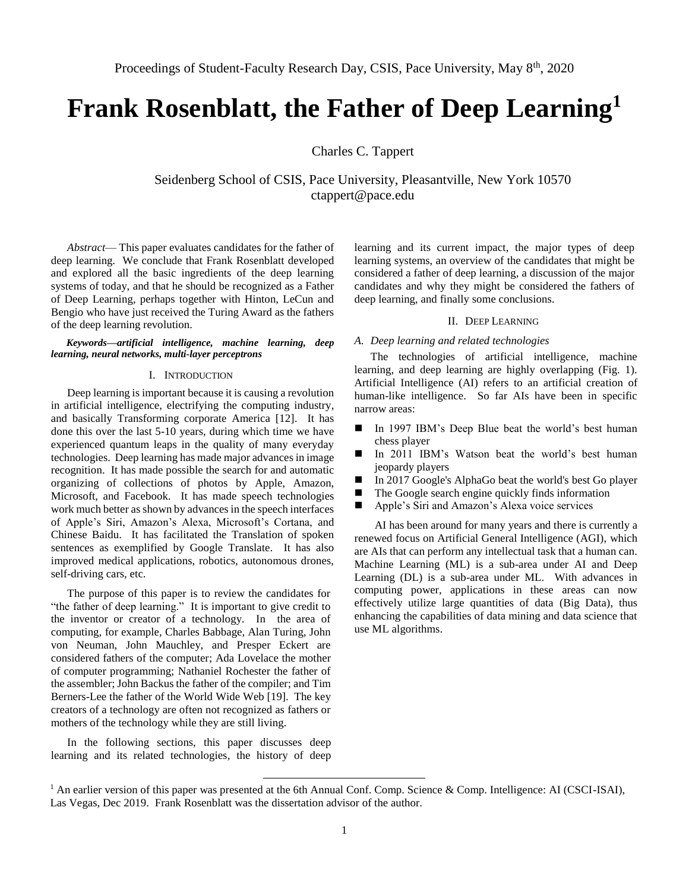# Frank Rosenblatt, the Father of Deep Learning[1]

Charles C. Tappert

Seidenberg School of CSIS, Pace University, Pleasantville, New York 10570
ctappert@pace.edu

*Abstract*— This paper evaluates candidates for the father of deep learning. We conclude that Frank Rosenblatt developed and explored all the basic ingredients of the deep learning systems of today, and that he should be recognized as a Father of Deep Learning, perhaps together with Hinton, LeCun and Bengio who have just received the Turing Award as the fathers of the deep learning revolution.

***Keywords—artificial intelligence, machine learning, deep learning, neural networks, multi-layer perceptrons***

## I. Introduction

Deep learning is important because it is causing a revolution in artificial intelligence, electrifying the computing industry, and basically Transforming corporate America [12]. It has done this over the last 5-10 years, during which time we have experienced quantum leaps in the quality of many everyday technologies. Deep learning has made major advances in image recognition. It has made possible the search for and automatic organizing of collections of photos by Apple, Amazon, Microsoft, and Facebook. It has made speech technologies work much better as shown by advances in the speech interfaces of Apple's Siri, Amazon's Alexa, Microsoft's Cortana, and Chinese Baidu. It has facilitated the Translation of spoken sentences as exemplified by Google Translate. It has also improved medical applications, robotics, autonomous drones, self-driving cars, etc.

The purpose of this paper is to review the candidates for "the father of deep learning." It is important to give credit to the inventor or creator of a technology. In the area of computing, for example, Charles Babbage, Alan Turing, John von Neuman, John Mauchley, and Presper Eckert are considered fathers of the computer; Ada Lovelace the mother of computer programming; Nathaniel Rochester the father of the assembler; John Backus the father of the compiler; and Tim Berners-Lee the father of the World Wide Web [19]. The key creators of a technology are often not recognized as fathers or mothers of the technology while they are still living.

In the following sections, this paper discusses deep learning and its related technologies, the history of deep learning and its current impact, the major types of deep learning systems, an overview of the candidates that might be considered a father of deep learning, a discussion of the major candidates and why they might be considered the fathers of deep learning, and finally some conclusions.

## II. Deep Learning

### A. Deep learning and related technologies

The technologies of artificial intelligence, machine learning, and deep learning are highly overlapping (Fig. 1). Artificial Intelligence (AI) refers to an artificial creation of human-like intelligence. So far AIs have been in specific narrow areas:

- In 1997 IBM's Deep Blue beat the world's best human chess player
- In 2011 IBM's Watson beat the world's best human jeopardy players
- In 2017 Google's AlphaGo beat the world's best Go player
- The Google search engine quickly finds information
- Apple's Siri and Amazon's Alexa voice services

AI has been around for many years and there is currently a renewed focus on Artificial General Intelligence (AGI), which are AIs that can perform any intellectual task that a human can. Machine Learning (ML) is a sub-area under AI and Deep Learning (DL) is a sub-area under ML. With advances in computing power, applications in these areas can now effectively utilize large quantities of data (Big Data), thus enhancing the capabilities of data mining and data science that use ML algorithms.

[1] An earlier version of this paper was presented at the 6th Annual Conf. Comp. Science & Comp. Intelligence: AI (CSCI-ISAI), Las Vegas, Dec 2019. Frank Rosenblatt was the dissertation advisor of the author.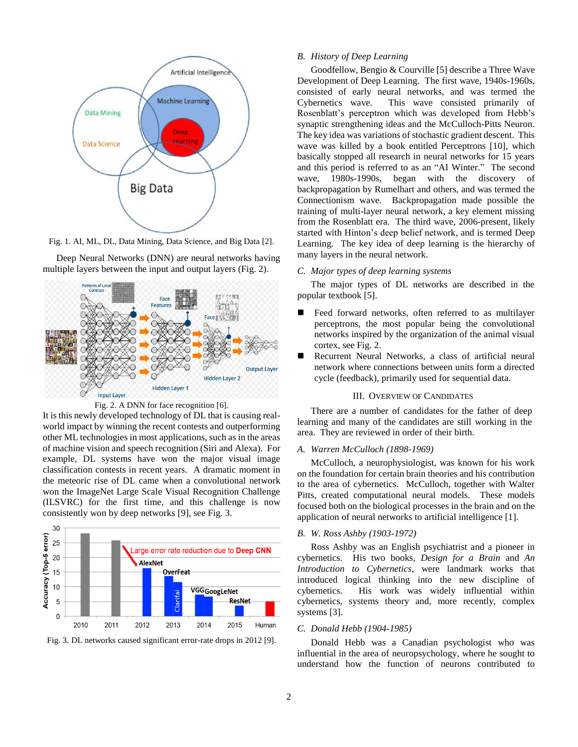Fig. 1. AI, ML, DL, Data Mining, Data Science, and Big Data [2].

Deep Neural Networks (DNN) are neural networks having multiple layers between the input and output layers (Fig. 2).

Fig. 2. A DNN for face recognition [6].

It is this newly developed technology of DL that is causing real-world impact by winning the recent contests and outperforming other ML technologies in most applications, such as in the areas of machine vision and speech recognition (Siri and Alexa). For example, DL systems have won the major visual image classification contests in recent years. A dramatic moment in the meteoric rise of DL came when a convolutional network won the ImageNet Large Scale Visual Recognition Challenge (ILSVRC) for the first time, and this challenge is now consistently won by deep networks [9], see Fig. 3.

Fig. 3. DL networks caused significant error-rate drops in 2012 [9].

### B. History of Deep Learning

Goodfellow, Bengio & Courville [5] describe a Three Wave Development of Deep Learning. The first wave, 1940s-1960s, consisted of early neural networks, and was termed the Cybernetics wave. This wave consisted primarily of Rosenblatt's perceptron which was developed from Hebb's synaptic strengthening ideas and the McCulloch-Pitts Neuron. The key idea was variations of stochastic gradient descent. This wave was killed by a book entitled Perceptrons [10], which basically stopped all research in neural networks for 15 years and this period is referred to as an "AI Winter." The second wave, 1980s-1990s, began with the discovery of backpropagation by Rumelhart and others, and was termed the Connectionism wave. Backpropagation made possible the training of multi-layer neural network, a key element missing from the Rosenblatt era. The third wave, 2006-present, likely started with Hinton's deep belief network, and is termed Deep Learning. The key idea of deep learning is the hierarchy of many layers in the neural network.

### C. Major types of deep learning systems

The major types of DL networks are described in the popular textbook [5].

- Feed forward networks, often referred to as multilayer perceptrons, the most popular being the convolutional networks inspired by the organization of the animal visual cortex, see Fig. 2.
- Recurrent Neural Networks, a class of artificial neural network where connections between units form a directed cycle (feedback), primarily used for sequential data.

## III. Overview of Candidates

There are a number of candidates for the father of deep learning and many of the candidates are still working in the area. They are reviewed in order of their birth.

### A. Warren McCulloch (1898-1969)

McCulloch, a neurophysiologist, was known for his work on the foundation for certain brain theories and his contribution to the area of cybernetics. McCulloch, together with Walter Pitts, created computational neural models. These models focused both on the biological processes in the brain and on the application of neural networks to artificial intelligence [1].

### B. W. Ross Ashby (1903-1972)

Ross Ashby was an English psychiatrist and a pioneer in cybernetics. His two books, *Design for a Brain* and *An Introduction to Cybernetics*, were landmark works that introduced logical thinking into the new discipline of cybernetics. His work was widely influential within cybernetics, systems theory and, more recently, complex systems [3].

### C. Donald Hebb (1904-1985)

Donald Hebb was a Canadian psychologist who was influential in the area of neuropsychology, where he sought to understand how the function of neurons contributed to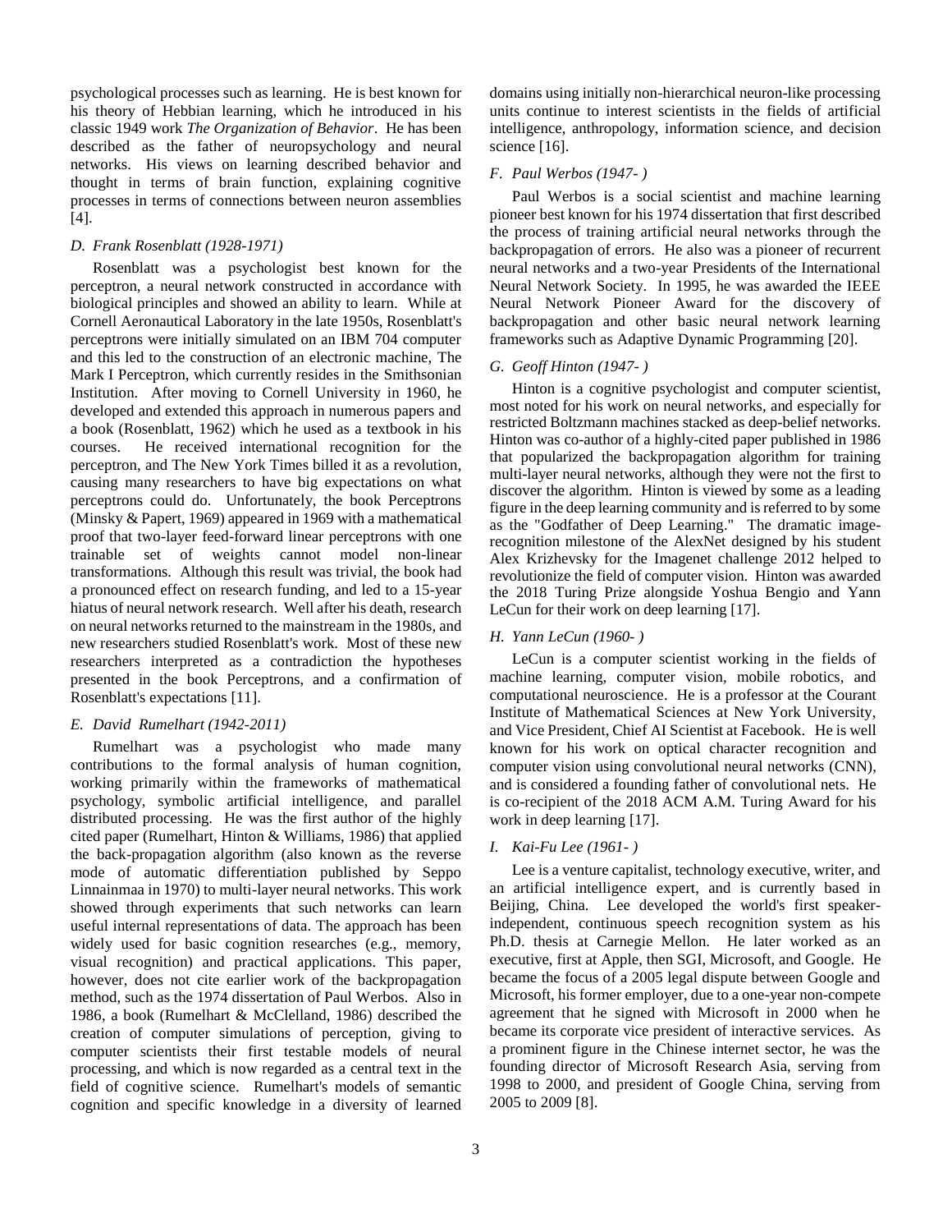psychological processes such as learning. He is best known for his theory of Hebbian learning, which he introduced in his classic 1949 work *The Organization of Behavior*. He has been described as the father of neuropsychology and neural networks. His views on learning described behavior and thought in terms of brain function, explaining cognitive processes in terms of connections between neuron assemblies [4].

### *D. Frank Rosenblatt (1928-1971)*

Rosenblatt was a psychologist best known for the perceptron, a neural network constructed in accordance with biological principles and showed an ability to learn. While at Cornell Aeronautical Laboratory in the late 1950s, Rosenblatt's perceptrons were initially simulated on an IBM 704 computer and this led to the construction of an electronic machine, The Mark I Perceptron, which currently resides in the Smithsonian Institution. After moving to Cornell University in 1960, he developed and extended this approach in numerous papers and a book (Rosenblatt, 1962) which he used as a textbook in his courses. He received international recognition for the perceptron, and The New York Times billed it as a revolution, causing many researchers to have big expectations on what perceptrons could do. Unfortunately, the book Perceptrons (Minsky & Papert, 1969) appeared in 1969 with a mathematical proof that two-layer feed-forward linear perceptrons with one trainable set of weights cannot model non-linear transformations. Although this result was trivial, the book had a pronounced effect on research funding, and led to a 15-year hiatus of neural network research. Well after his death, research on neural networks returned to the mainstream in the 1980s, and new researchers studied Rosenblatt's work. Most of these new researchers interpreted as a contradiction the hypotheses presented in the book Perceptrons, and a confirmation of Rosenblatt's expectations [11].

### *E. David Rumelhart (1942-2011)*

Rumelhart was a psychologist who made many contributions to the formal analysis of human cognition, working primarily within the frameworks of mathematical psychology, symbolic artificial intelligence, and parallel distributed processing. He was the first author of the highly cited paper (Rumelhart, Hinton & Williams, 1986) that applied the back-propagation algorithm (also known as the reverse mode of automatic differentiation published by Seppo Linnainmaa in 1970) to multi-layer neural networks. This work showed through experiments that such networks can learn useful internal representations of data. The approach has been widely used for basic cognition researches (e.g., memory, visual recognition) and practical applications. This paper, however, does not cite earlier work of the backpropagation method, such as the 1974 dissertation of Paul Werbos. Also in 1986, a book (Rumelhart & McClelland, 1986) described the creation of computer simulations of perception, giving to computer scientists their first testable models of neural processing, and which is now regarded as a central text in the field of cognitive science. Rumelhart's models of semantic cognition and specific knowledge in a diversity of learned domains using initially non-hierarchical neuron-like processing units continue to interest scientists in the fields of artificial intelligence, anthropology, information science, and decision science [16].

### *F. Paul Werbos (1947- )*

Paul Werbos is a social scientist and machine learning pioneer best known for his 1974 dissertation that first described the process of training artificial neural networks through the backpropagation of errors. He also was a pioneer of recurrent neural networks and a two-year Presidents of the International Neural Network Society. In 1995, he was awarded the IEEE Neural Network Pioneer Award for the discovery of backpropagation and other basic neural network learning frameworks such as Adaptive Dynamic Programming [20].

### *G. Geoff Hinton (1947- )*

Hinton is a cognitive psychologist and computer scientist, most noted for his work on neural networks, and especially for restricted Boltzmann machines stacked as deep-belief networks. Hinton was co-author of a highly-cited paper published in 1986 that popularized the backpropagation algorithm for training multi-layer neural networks, although they were not the first to discover the algorithm. Hinton is viewed by some as a leading figure in the deep learning community and is referred to by some as the "Godfather of Deep Learning." The dramatic image-recognition milestone of the AlexNet designed by his student Alex Krizhevsky for the Imagenet challenge 2012 helped to revolutionize the field of computer vision. Hinton was awarded the 2018 Turing Prize alongside Yoshua Bengio and Yann LeCun for their work on deep learning [17].

### *H. Yann LeCun (1960- )*

LeCun is a computer scientist working in the fields of machine learning, computer vision, mobile robotics, and computational neuroscience. He is a professor at the Courant Institute of Mathematical Sciences at New York University, and Vice President, Chief AI Scientist at Facebook. He is well known for his work on optical character recognition and computer vision using convolutional neural networks (CNN), and is considered a founding father of convolutional nets. He is co-recipient of the 2018 ACM A.M. Turing Award for his work in deep learning [17].

### *I. Kai-Fu Lee (1961- )*

Lee is a venture capitalist, technology executive, writer, and an artificial intelligence expert, and is currently based in Beijing, China. Lee developed the world's first speaker-independent, continuous speech recognition system as his Ph.D. thesis at Carnegie Mellon. He later worked as an executive, first at Apple, then SGI, Microsoft, and Google. He became the focus of a 2005 legal dispute between Google and Microsoft, his former employer, due to a one-year non-compete agreement that he signed with Microsoft in 2000 when he became its corporate vice president of interactive services. As a prominent figure in the Chinese internet sector, he was the founding director of Microsoft Research Asia, serving from 1998 to 2000, and president of Google China, serving from 2005 to 2009 [8].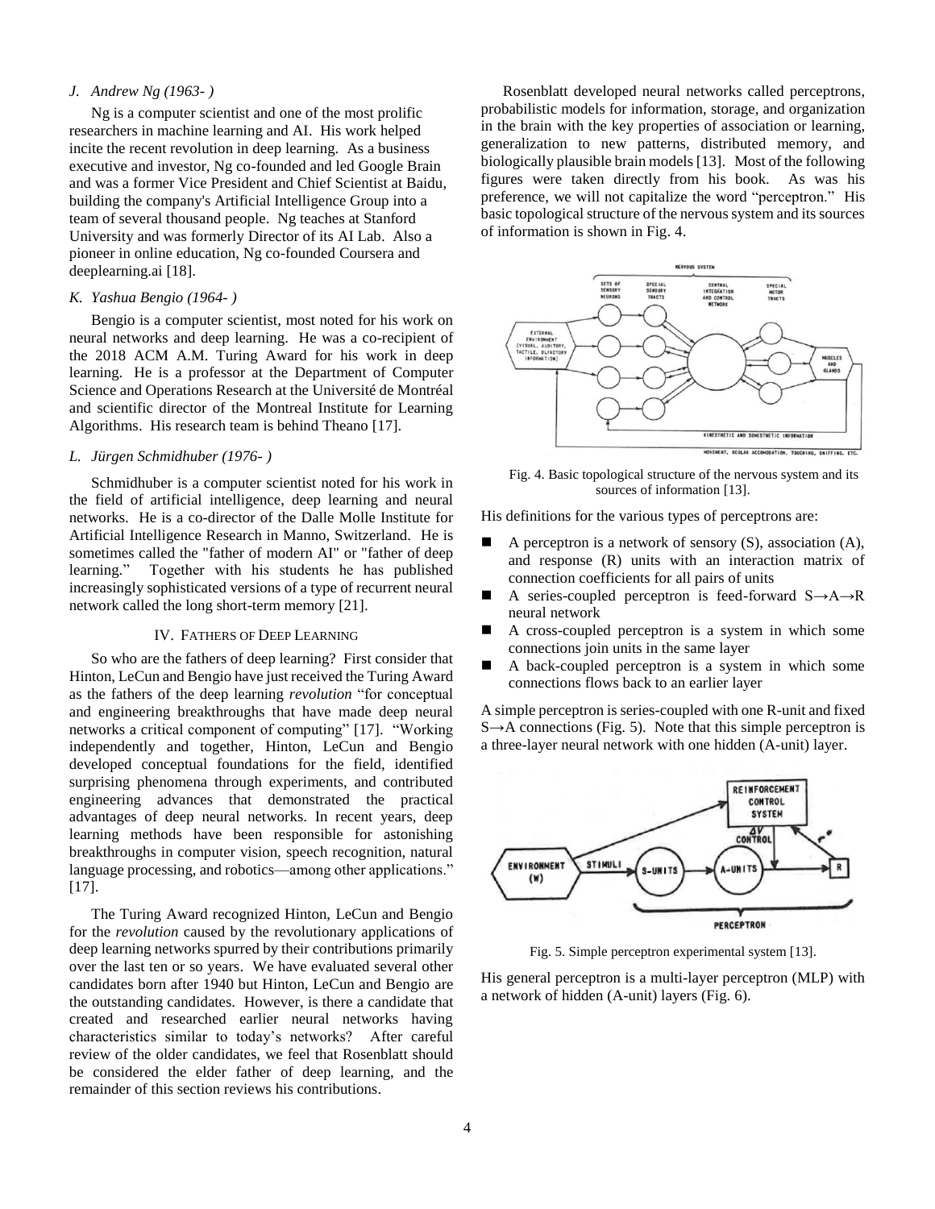### J. Andrew Ng (1963- )

Ng is a computer scientist and one of the most prolific researchers in machine learning and AI. His work helped incite the recent revolution in deep learning. As a business executive and investor, Ng co-founded and led Google Brain and was a former Vice President and Chief Scientist at Baidu, building the company's Artificial Intelligence Group into a team of several thousand people. Ng teaches at Stanford University and was formerly Director of its AI Lab. Also a pioneer in online education, Ng co-founded Coursera and deeplearning.ai [18].

### K. Yashua Bengio (1964- )

Bengio is a computer scientist, most noted for his work on neural networks and deep learning. He was a co-recipient of the 2018 ACM A.M. Turing Award for his work in deep learning. He is a professor at the Department of Computer Science and Operations Research at the Université de Montréal and scientific director of the Montreal Institute for Learning Algorithms. His research team is behind Theano [17].

### L. Jürgen Schmidhuber (1976- )

Schmidhuber is a computer scientist noted for his work in the field of artificial intelligence, deep learning and neural networks. He is a co-director of the Dalle Molle Institute for Artificial Intelligence Research in Manno, Switzerland. He is sometimes called the "father of modern AI" or "father of deep learning." Together with his students he has published increasingly sophisticated versions of a type of recurrent neural network called the long short-term memory [21].

## IV. Fathers of Deep Learning

So who are the fathers of deep learning? First consider that Hinton, LeCun and Bengio have just received the Turing Award as the fathers of the deep learning *revolution* "for conceptual and engineering breakthroughs that have made deep neural networks a critical component of computing" [17]. "Working independently and together, Hinton, LeCun and Bengio developed conceptual foundations for the field, identified surprising phenomena through experiments, and contributed engineering advances that demonstrated the practical advantages of deep neural networks. In recent years, deep learning methods have been responsible for astonishing breakthroughs in computer vision, speech recognition, natural language processing, and robotics—among other applications." [17].

The Turing Award recognized Hinton, LeCun and Bengio for the *revolution* caused by the revolutionary applications of deep learning networks spurred by their contributions primarily over the last ten or so years. We have evaluated several other candidates born after 1940 but Hinton, LeCun and Bengio are the outstanding candidates. However, is there a candidate that created and researched earlier neural networks having characteristics similar to today's networks? After careful review of the older candidates, we feel that Rosenblatt should be considered the elder father of deep learning, and the remainder of this section reviews his contributions.

Rosenblatt developed neural networks called perceptrons, probabilistic models for information, storage, and organization in the brain with the key properties of association or learning, generalization to new patterns, distributed memory, and biologically plausible brain models [13]. Most of the following figures were taken directly from his book. As was his preference, we will not capitalize the word "perceptron." His basic topological structure of the nervous system and its sources of information is shown in Fig. 4.

Fig. 4. Basic topological structure of the nervous system and its sources of information [13].

His definitions for the various types of perceptrons are:

- A perceptron is a network of sensory (S), association (A), and response (R) units with an interaction matrix of connection coefficients for all pairs of units
- A series-coupled perceptron is feed-forward S→A→R neural network
- A cross-coupled perceptron is a system in which some connections join units in the same layer
- A back-coupled perceptron is a system in which some connections flows back to an earlier layer

A simple perceptron is series-coupled with one R-unit and fixed S→A connections (Fig. 5). Note that this simple perceptron is a three-layer neural network with one hidden (A-unit) layer.

Fig. 5. Simple perceptron experimental system [13].

His general perceptron is a multi-layer perceptron (MLP) with a network of hidden (A-unit) layers (Fig. 6).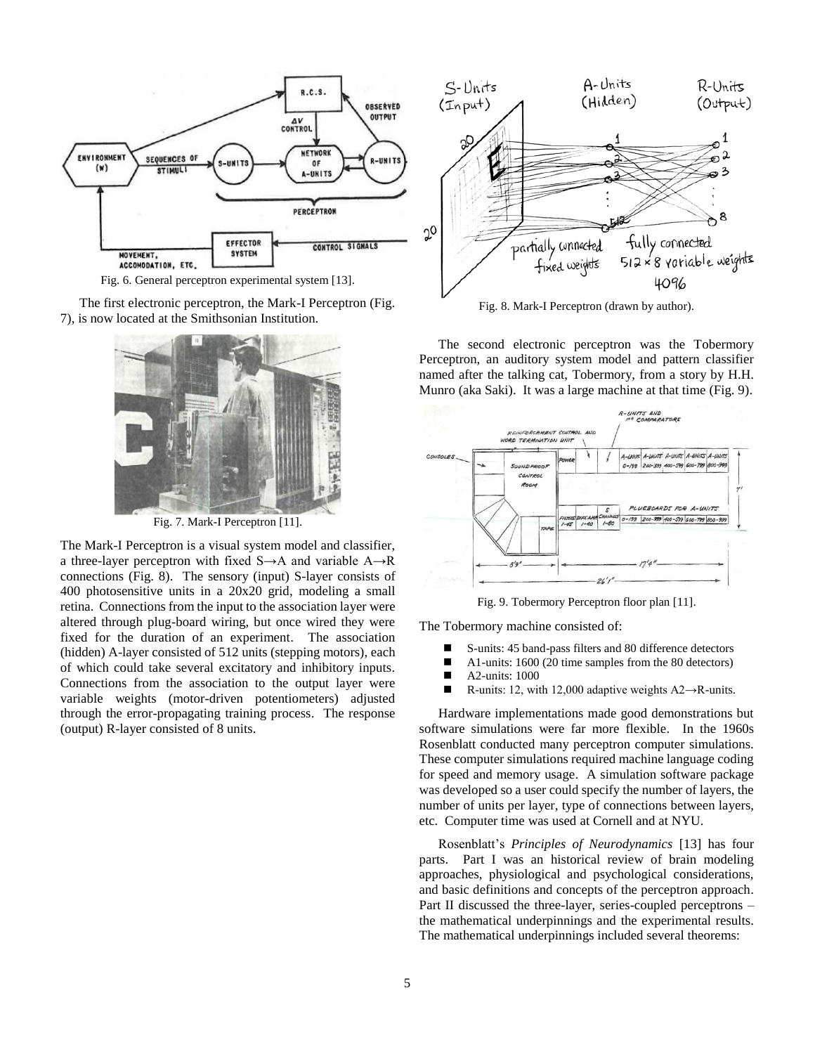Fig. 6. General perceptron experimental system [13].

The first electronic perceptron, the Mark-I Perceptron (Fig. 7), is now located at the Smithsonian Institution.

Fig. 7. Mark-I Perceptron [11].

The Mark-I Perceptron is a visual system model and classifier, a three-layer perceptron with fixed S→A and variable A→R connections (Fig. 8). The sensory (input) S-layer consists of 400 photosensitive units in a 20x20 grid, modeling a small retina. Connections from the input to the association layer were altered through plug-board wiring, but once wired they were fixed for the duration of an experiment. The association (hidden) A-layer consisted of 512 units (stepping motors), each of which could take several excitatory and inhibitory inputs. Connections from the association to the output layer were variable weights (motor-driven potentiometers) adjusted through the error-propagating training process. The response (output) R-layer consisted of 8 units.

Fig. 8. Mark-I Perceptron (drawn by author).

The second electronic perceptron was the Tobermory Perceptron, an auditory system model and pattern classifier named after the talking cat, Tobermory, from a story by H.H. Munro (aka Saki). It was a large machine at that time (Fig. 9).

Fig. 9. Tobermory Perceptron floor plan [11].

The Tobermory machine consisted of:

- S-units: 45 band-pass filters and 80 difference detectors
- A1-units: 1600 (20 time samples from the 80 detectors)
- A2-units: 1000
- R-units: 12, with 12,000 adaptive weights A2→R-units.

Hardware implementations made good demonstrations but software simulations were far more flexible. In the 1960s Rosenblatt conducted many perceptron computer simulations. These computer simulations required machine language coding for speed and memory usage. A simulation software package was developed so a user could specify the number of layers, the number of units per layer, type of connections between layers, etc. Computer time was used at Cornell and at NYU.

Rosenblatt's *Principles of Neurodynamics* [13] has four parts. Part I was an historical review of brain modeling approaches, physiological and psychological considerations, and basic definitions and concepts of the perceptron approach. Part II discussed the three-layer, series-coupled perceptrons – the mathematical underpinnings and the experimental results. The mathematical underpinnings included several theorems: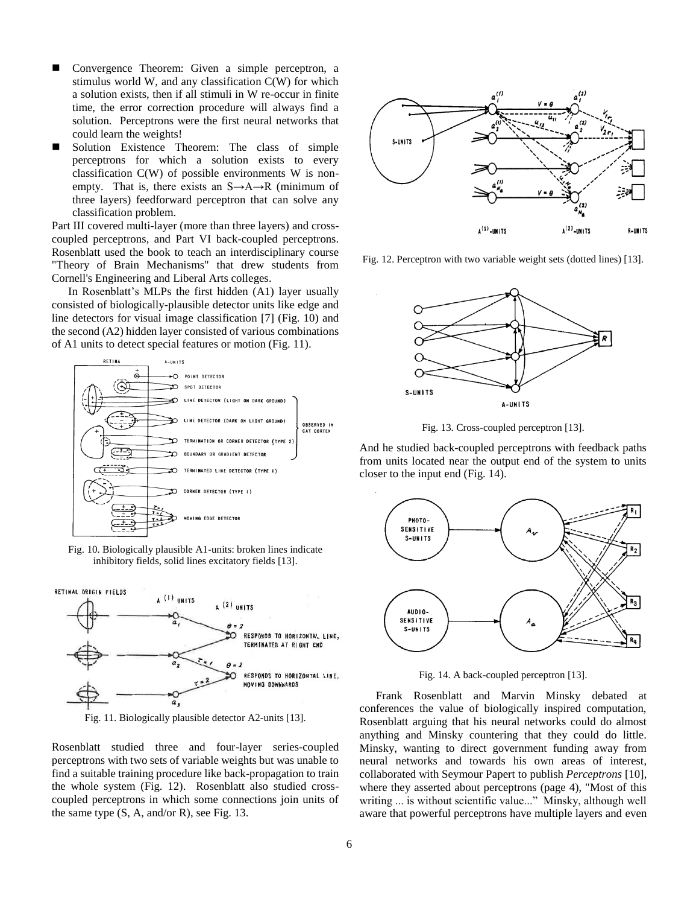- Convergence Theorem: Given a simple perceptron, a stimulus world W, and any classification C(W) for which a solution exists, then if all stimuli in W re-occur in finite time, the error correction procedure will always find a solution. Perceptrons were the first neural networks that could learn the weights!
- Solution Existence Theorem: The class of simple perceptrons for which a solution exists to every classification C(W) of possible environments W is non-empty. That is, there exists an S→A→R (minimum of three layers) feedforward perceptron that can solve any classification problem.

Part III covered multi-layer (more than three layers) and cross-coupled perceptrons, and Part VI back-coupled perceptrons. Rosenblatt used the book to teach an interdisciplinary course "Theory of Brain Mechanisms" that drew students from Cornell's Engineering and Liberal Arts colleges.

In Rosenblatt's MLPs the first hidden (A1) layer usually consisted of biologically-plausible detector units like edge and line detectors for visual image classification [7] (Fig. 10) and the second (A2) hidden layer consisted of various combinations of A1 units to detect special features or motion (Fig. 11).

Fig. 10. Biologically plausible A1-units: broken lines indicate inhibitory fields, solid lines excitatory fields [13].

Fig. 11. Biologically plausible detector A2-units [13].

Rosenblatt studied three and four-layer series-coupled perceptrons with two sets of variable weights but was unable to find a suitable training procedure like back-propagation to train the whole system (Fig. 12). Rosenblatt also studied cross-coupled perceptrons in which some connections join units of the same type (S, A, and/or R), see Fig. 13.

Fig. 12. Perceptron with two variable weight sets (dotted lines) [13].

Fig. 13. Cross-coupled perceptron [13].

And he studied back-coupled perceptrons with feedback paths from units located near the output end of the system to units closer to the input end (Fig. 14).

Fig. 14. A back-coupled perceptron [13].

Frank Rosenblatt and Marvin Minsky debated at conferences the value of biologically inspired computation, Rosenblatt arguing that his neural networks could do almost anything and Minsky countering that they could do little. Minsky, wanting to direct government funding away from neural networks and towards his own areas of interest, collaborated with Seymour Papert to publish *Perceptrons* [10], where they asserted about perceptrons (page 4), "Most of this writing ... is without scientific value..." Minsky, although well aware that powerful perceptrons have multiple layers and even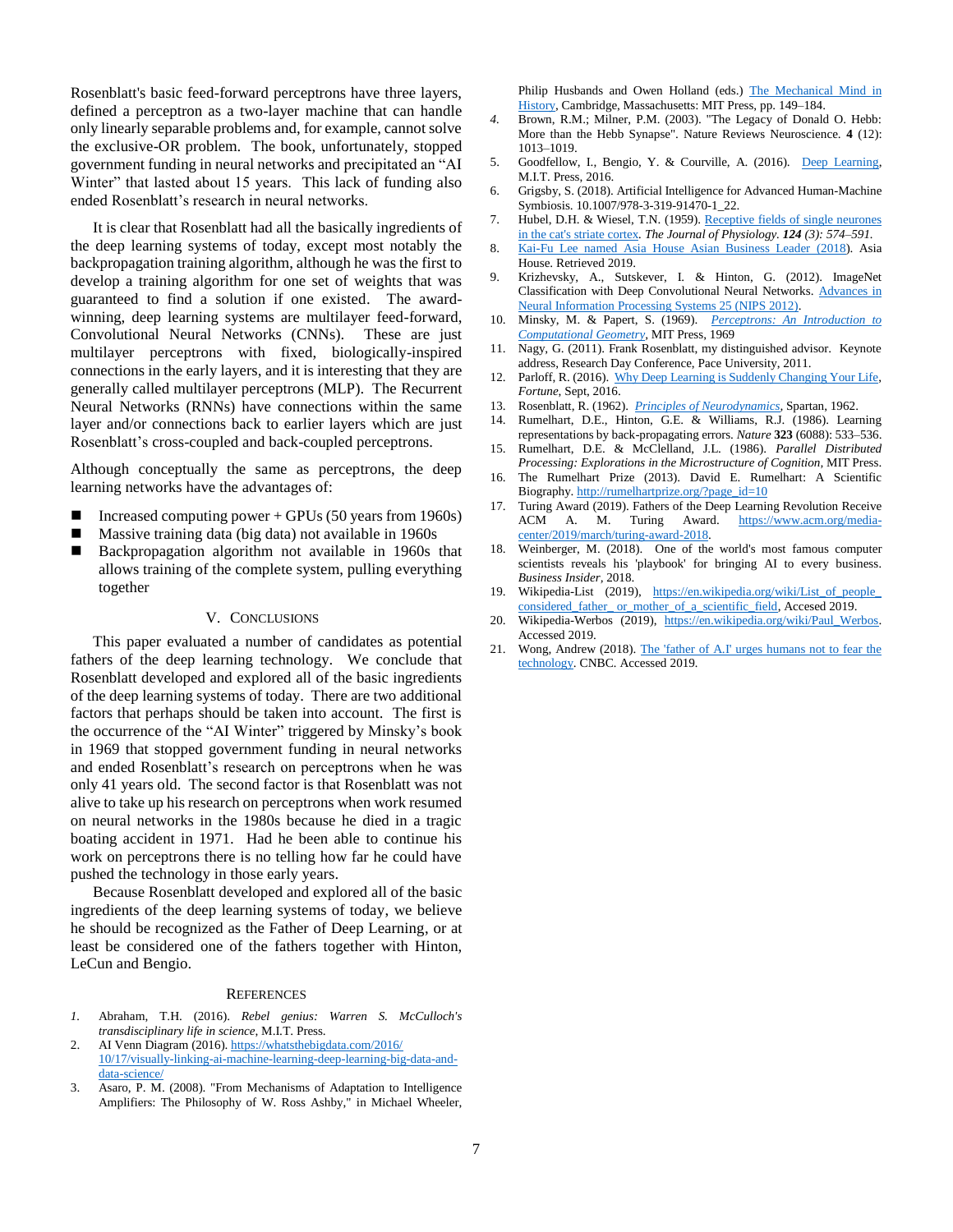Rosenblatt's basic feed-forward perceptrons have three layers, defined a perceptron as a two-layer machine that can handle only linearly separable problems and, for example, cannot solve the exclusive-OR problem. The book, unfortunately, stopped government funding in neural networks and precipitated an "AI Winter" that lasted about 15 years. This lack of funding also ended Rosenblatt's research in neural networks.

It is clear that Rosenblatt had all the basically ingredients of the deep learning systems of today, except most notably the backpropagation training algorithm, although he was the first to develop a training algorithm for one set of weights that was guaranteed to find a solution if one existed. The award-winning, deep learning systems are multilayer feed-forward, Convolutional Neural Networks (CNNs). These are just multilayer perceptrons with fixed, biologically-inspired connections in the early layers, and it is interesting that they are generally called multilayer perceptrons (MLP). The Recurrent Neural Networks (RNNs) have connections within the same layer and/or connections back to earlier layers which are just Rosenblatt's cross-coupled and back-coupled perceptrons.

Although conceptually the same as perceptrons, the deep learning networks have the advantages of:

- Increased computing power + GPUs (50 years from 1960s)
- Massive training data (big data) not available in 1960s
- Backpropagation algorithm not available in 1960s that allows training of the complete system, pulling everything together

## V. Conclusions

This paper evaluated a number of candidates as potential fathers of the deep learning technology. We conclude that Rosenblatt developed and explored all of the basic ingredients of the deep learning systems of today. There are two additional factors that perhaps should be taken into account. The first is the occurrence of the "AI Winter" triggered by Minsky's book in 1969 that stopped government funding in neural networks and ended Rosenblatt's research on perceptrons when he was only 41 years old. The second factor is that Rosenblatt was not alive to take up his research on perceptrons when work resumed on neural networks in the 1980s because he died in a tragic boating accident in 1971. Had he been able to continue his work on perceptrons there is no telling how far he could have pushed the technology in those early years.

Because Rosenblatt developed and explored all of the basic ingredients of the deep learning systems of today, we believe he should be recognized as the Father of Deep Learning, or at least be considered one of the fathers together with Hinton, LeCun and Bengio.

## References

1. Abraham, T.H. (2016). *Rebel genius: Warren S. McCulloch's transdisciplinary life in science*, M.I.T. Press.
2. AI Venn Diagram (2016). https://whatsthebigdata.com/2016/10/17/visually-linking-ai-machine-learning-deep-learning-big-data-and-data-science/
3. Asaro, P. M. (2008). "From Mechanisms of Adaptation to Intelligence Amplifiers: The Philosophy of W. Ross Ashby," in Michael Wheeler, Philip Husbands and Owen Holland (eds.) The Mechanical Mind in History, Cambridge, Massachusetts: MIT Press, pp. 149–184.
4. Brown, R.M.; Milner, P.M. (2003). "The Legacy of Donald O. Hebb: More than the Hebb Synapse". Nature Reviews Neuroscience. **4** (12): 1013–1019.
5. Goodfellow, I., Bengio, Y. & Courville, A. (2016). Deep Learning, M.I.T. Press, 2016.
6. Grigsby, S. (2018). Artificial Intelligence for Advanced Human-Machine Symbiosis. 10.1007/978-3-319-91470-1_22.
7. Hubel, D.H. & Wiesel, T.N. (1959). Receptive fields of single neurones in the cat's striate cortex. *The Journal of Physiology. **124** (3): 574–591.*
8. Kai-Fu Lee named Asia House Asian Business Leader (2018). Asia House. Retrieved 2019.
9. Krizhevsky, A., Sutskever, I. & Hinton, G. (2012). ImageNet Classification with Deep Convolutional Neural Networks. Advances in Neural Information Processing Systems 25 (NIPS 2012).
10. Minsky, M. & Papert, S. (1969). *Perceptrons: An Introduction to Computational Geometry*, MIT Press, 1969
11. Nagy, G. (2011). Frank Rosenblatt, my distinguished advisor. Keynote address, Research Day Conference, Pace University, 2011.
12. Parloff, R. (2016). Why Deep Learning is Suddenly Changing Your Life, *Fortune*, Sept, 2016.
13. Rosenblatt, R. (1962). *Principles of Neurodynamics*, Spartan, 1962.
14. Rumelhart, D.E., Hinton, G.E. & Williams, R.J. (1986). Learning representations by back-propagating errors. *Nature* **323** (6088): 533–536.
15. Rumelhart, D.E. & McClelland, J.L. (1986). *Parallel Distributed Processing: Explorations in the Microstructure of Cognition*, MIT Press.
16. The Rumelhart Prize (2013). David E. Rumelhart: A Scientific Biography. http://rumelhartprize.org/?page_id=10
17. Turing Award (2019). Fathers of the Deep Learning Revolution Receive ACM A. M. Turing Award. https://www.acm.org/media-center/2019/march/turing-award-2018.
18. Weinberger, M. (2018). One of the world's most famous computer scientists reveals his 'playbook' for bringing AI to every business. *Business Insider*, 2018.
19. Wikipedia-List (2019), https://en.wikipedia.org/wiki/List_of_people_considered_father_or_mother_of_a_scientific_field, Accesed 2019.
20. Wikipedia-Werbos (2019), https://en.wikipedia.org/wiki/Paul_Werbos. Accessed 2019.
21. Wong, Andrew (2018). The 'father of A.I' urges humans not to fear the technology. CNBC. Accessed 2019.